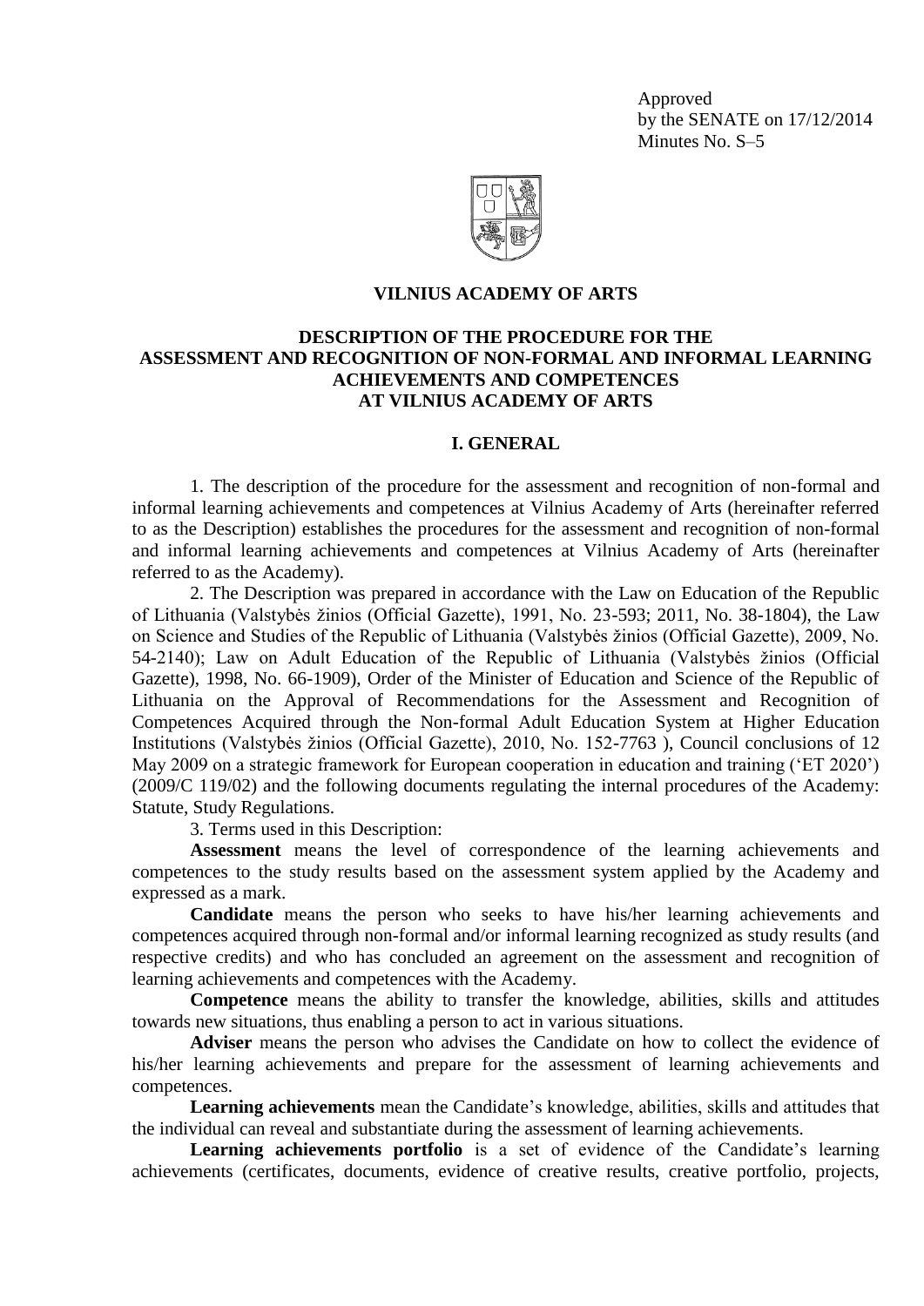Approved
by the SENATE on 17/12/2014
Minutes No. S–5

**VILNIUS ACADEMY OF ARTS**

**DESCRIPTION OF THE PROCEDURE FOR THE ASSESSMENT AND RECOGNITION OF NON-FORMAL AND INFORMAL LEARNING ACHIEVEMENTS AND COMPETENCES AT VILNIUS ACADEMY OF ARTS**

## I. GENERAL

1. The description of the procedure for the assessment and recognition of non-formal and informal learning achievements and competences at Vilnius Academy of Arts (hereinafter referred to as the Description) establishes the procedures for the assessment and recognition of non-formal and informal learning achievements and competences at Vilnius Academy of Arts (hereinafter referred to as the Academy).

2. The Description was prepared in accordance with the Law on Education of the Republic of Lithuania (Valstybės žinios (Official Gazette), 1991, No. 23-593; 2011, No. 38-1804), the Law on Science and Studies of the Republic of Lithuania (Valstybės žinios (Official Gazette), 2009, No. 54-2140); Law on Adult Education of the Republic of Lithuania (Valstybės žinios (Official Gazette), 1998, No. 66-1909), Order of the Minister of Education and Science of the Republic of Lithuania on the Approval of Recommendations for the Assessment and Recognition of Competences Acquired through the Non-formal Adult Education System at Higher Education Institutions (Valstybės žinios (Official Gazette), 2010, No. 152-7763 ), Council conclusions of 12 May 2009 on a strategic framework for European cooperation in education and training ('ET 2020') (2009/C 119/02) and the following documents regulating the internal procedures of the Academy: Statute, Study Regulations.

3. Terms used in this Description:

**Assessment** means the level of correspondence of the learning achievements and competences to the study results based on the assessment system applied by the Academy and expressed as a mark.

**Candidate** means the person who seeks to have his/her learning achievements and competences acquired through non-formal and/or informal learning recognized as study results (and respective credits) and who has concluded an agreement on the assessment and recognition of learning achievements and competences with the Academy.

**Competence** means the ability to transfer the knowledge, abilities, skills and attitudes towards new situations, thus enabling a person to act in various situations.

**Adviser** means the person who advises the Candidate on how to collect the evidence of his/her learning achievements and prepare for the assessment of learning achievements and competences.

**Learning achievements** mean the Candidate's knowledge, abilities, skills and attitudes that the individual can reveal and substantiate during the assessment of learning achievements.

**Learning achievements portfolio** is a set of evidence of the Candidate's learning achievements (certificates, documents, evidence of creative results, creative portfolio, projects,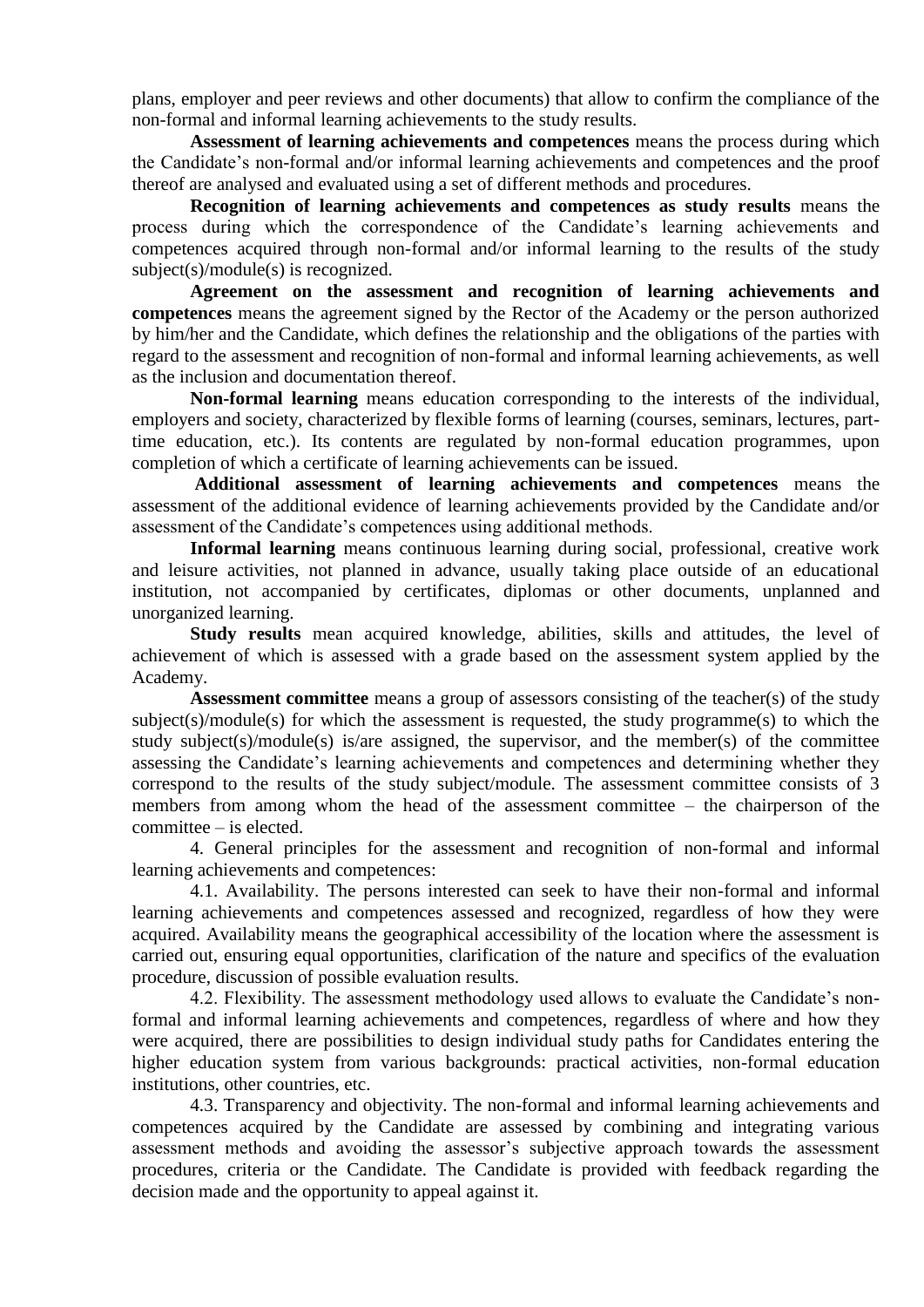plans, employer and peer reviews and other documents) that allow to confirm the compliance of the non-formal and informal learning achievements to the study results.

**Assessment of learning achievements and competences** means the process during which the Candidate's non-formal and/or informal learning achievements and competences and the proof thereof are analysed and evaluated using a set of different methods and procedures.

**Recognition of learning achievements and competences as study results** means the process during which the correspondence of the Candidate's learning achievements and competences acquired through non-formal and/or informal learning to the results of the study subject(s)/module(s) is recognized.

**Agreement on the assessment and recognition of learning achievements and competences** means the agreement signed by the Rector of the Academy or the person authorized by him/her and the Candidate, which defines the relationship and the obligations of the parties with regard to the assessment and recognition of non-formal and informal learning achievements, as well as the inclusion and documentation thereof.

**Non-formal learning** means education corresponding to the interests of the individual, employers and society, characterized by flexible forms of learning (courses, seminars, lectures, part-time education, etc.). Its contents are regulated by non-formal education programmes, upon completion of which a certificate of learning achievements can be issued.

**Additional assessment of learning achievements and competences** means the assessment of the additional evidence of learning achievements provided by the Candidate and/or assessment of the Candidate's competences using additional methods.

**Informal learning** means continuous learning during social, professional, creative work and leisure activities, not planned in advance, usually taking place outside of an educational institution, not accompanied by certificates, diplomas or other documents, unplanned and unorganized learning.

**Study results** mean acquired knowledge, abilities, skills and attitudes, the level of achievement of which is assessed with a grade based on the assessment system applied by the Academy.

**Assessment committee** means a group of assessors consisting of the teacher(s) of the study subject(s)/module(s) for which the assessment is requested, the study programme(s) to which the study subject(s)/module(s) is/are assigned, the supervisor, and the member(s) of the committee assessing the Candidate's learning achievements and competences and determining whether they correspond to the results of the study subject/module. The assessment committee consists of 3 members from among whom the head of the assessment committee – the chairperson of the committee – is elected.

4. General principles for the assessment and recognition of non-formal and informal learning achievements and competences:

4.1. Availability. The persons interested can seek to have their non-formal and informal learning achievements and competences assessed and recognized, regardless of how they were acquired. Availability means the geographical accessibility of the location where the assessment is carried out, ensuring equal opportunities, clarification of the nature and specifics of the evaluation procedure, discussion of possible evaluation results.

4.2. Flexibility. The assessment methodology used allows to evaluate the Candidate's non-formal and informal learning achievements and competences, regardless of where and how they were acquired, there are possibilities to design individual study paths for Candidates entering the higher education system from various backgrounds: practical activities, non-formal education institutions, other countries, etc.

4.3. Transparency and objectivity. The non-formal and informal learning achievements and competences acquired by the Candidate are assessed by combining and integrating various assessment methods and avoiding the assessor's subjective approach towards the assessment procedures, criteria or the Candidate. The Candidate is provided with feedback regarding the decision made and the opportunity to appeal against it.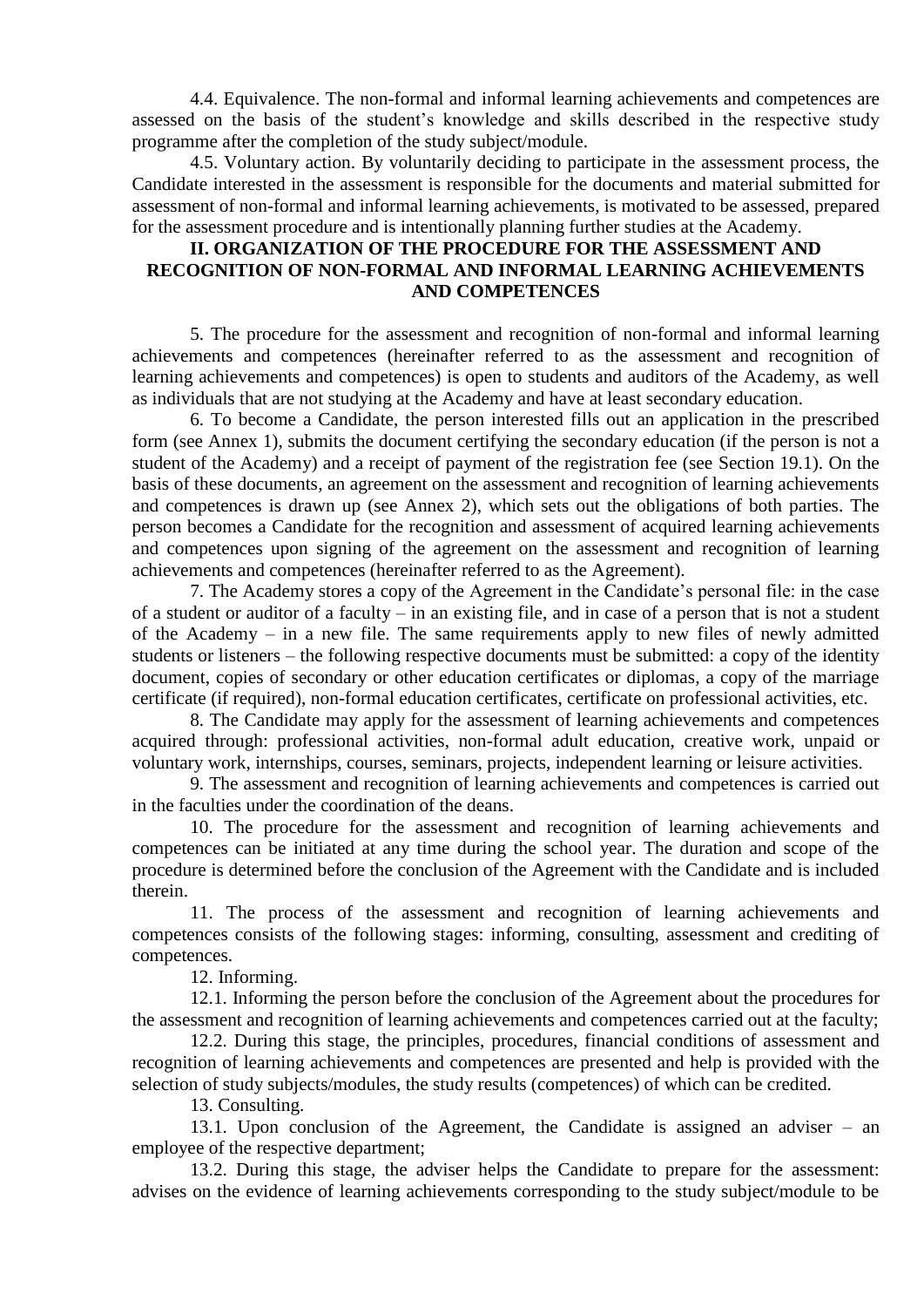4.4. Equivalence. The non-formal and informal learning achievements and competences are assessed on the basis of the student's knowledge and skills described in the respective study programme after the completion of the study subject/module.

4.5. Voluntary action. By voluntarily deciding to participate in the assessment process, the Candidate interested in the assessment is responsible for the documents and material submitted for assessment of non-formal and informal learning achievements, is motivated to be assessed, prepared for the assessment procedure and is intentionally planning further studies at the Academy.

## II. ORGANIZATION OF THE PROCEDURE FOR THE ASSESSMENT AND RECOGNITION OF NON-FORMAL AND INFORMAL LEARNING ACHIEVEMENTS AND COMPETENCES

5. The procedure for the assessment and recognition of non-formal and informal learning achievements and competences (hereinafter referred to as the assessment and recognition of learning achievements and competences) is open to students and auditors of the Academy, as well as individuals that are not studying at the Academy and have at least secondary education.

6. To become a Candidate, the person interested fills out an application in the prescribed form (see Annex 1), submits the document certifying the secondary education (if the person is not a student of the Academy) and a receipt of payment of the registration fee (see Section 19.1). On the basis of these documents, an agreement on the assessment and recognition of learning achievements and competences is drawn up (see Annex 2), which sets out the obligations of both parties. The person becomes a Candidate for the recognition and assessment of acquired learning achievements and competences upon signing of the agreement on the assessment and recognition of learning achievements and competences (hereinafter referred to as the Agreement).

7. The Academy stores a copy of the Agreement in the Candidate's personal file: in the case of a student or auditor of a faculty – in an existing file, and in case of a person that is not a student of the Academy – in a new file. The same requirements apply to new files of newly admitted students or listeners – the following respective documents must be submitted: a copy of the identity document, copies of secondary or other education certificates or diplomas, a copy of the marriage certificate (if required), non-formal education certificates, certificate on professional activities, etc.

8. The Candidate may apply for the assessment of learning achievements and competences acquired through: professional activities, non-formal adult education, creative work, unpaid or voluntary work, internships, courses, seminars, projects, independent learning or leisure activities.

9. The assessment and recognition of learning achievements and competences is carried out in the faculties under the coordination of the deans.

10. The procedure for the assessment and recognition of learning achievements and competences can be initiated at any time during the school year. The duration and scope of the procedure is determined before the conclusion of the Agreement with the Candidate and is included therein.

11. The process of the assessment and recognition of learning achievements and competences consists of the following stages: informing, consulting, assessment and crediting of competences.

12. Informing.

12.1. Informing the person before the conclusion of the Agreement about the procedures for the assessment and recognition of learning achievements and competences carried out at the faculty;

12.2. During this stage, the principles, procedures, financial conditions of assessment and recognition of learning achievements and competences are presented and help is provided with the selection of study subjects/modules, the study results (competences) of which can be credited.

13. Consulting.

13.1. Upon conclusion of the Agreement, the Candidate is assigned an adviser – an employee of the respective department;

13.2. During this stage, the adviser helps the Candidate to prepare for the assessment: advises on the evidence of learning achievements corresponding to the study subject/module to be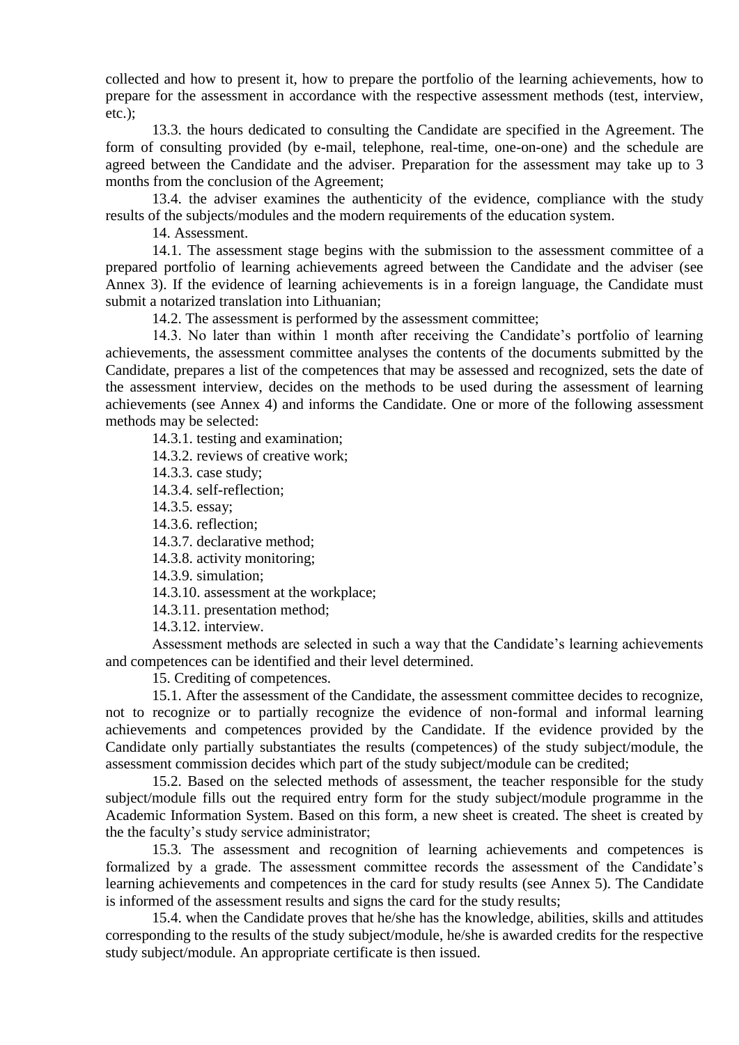collected and how to present it, how to prepare the portfolio of the learning achievements, how to prepare for the assessment in accordance with the respective assessment methods (test, interview, etc.);

13.3. the hours dedicated to consulting the Candidate are specified in the Agreement. The form of consulting provided (by e-mail, telephone, real-time, one-on-one) and the schedule are agreed between the Candidate and the adviser. Preparation for the assessment may take up to 3 months from the conclusion of the Agreement;

13.4. the adviser examines the authenticity of the evidence, compliance with the study results of the subjects/modules and the modern requirements of the education system.

14. Assessment.

14.1. The assessment stage begins with the submission to the assessment committee of a prepared portfolio of learning achievements agreed between the Candidate and the adviser (see Annex 3). If the evidence of learning achievements is in a foreign language, the Candidate must submit a notarized translation into Lithuanian;

14.2. The assessment is performed by the assessment committee;

14.3. No later than within 1 month after receiving the Candidate's portfolio of learning achievements, the assessment committee analyses the contents of the documents submitted by the Candidate, prepares a list of the competences that may be assessed and recognized, sets the date of the assessment interview, decides on the methods to be used during the assessment of learning achievements (see Annex 4) and informs the Candidate. One or more of the following assessment methods may be selected:

14.3.1. testing and examination;

14.3.2. reviews of creative work;

14.3.3. case study;

14.3.4. self-reflection;

14.3.5. essay;

14.3.6. reflection;

14.3.7. declarative method;

14.3.8. activity monitoring;

14.3.9. simulation;

14.3.10. assessment at the workplace;

14.3.11. presentation method;

14.3.12. interview.

Assessment methods are selected in such a way that the Candidate's learning achievements and competences can be identified and their level determined.

15. Crediting of competences.

15.1. After the assessment of the Candidate, the assessment committee decides to recognize, not to recognize or to partially recognize the evidence of non-formal and informal learning achievements and competences provided by the Candidate. If the evidence provided by the Candidate only partially substantiates the results (competences) of the study subject/module, the assessment commission decides which part of the study subject/module can be credited;

15.2. Based on the selected methods of assessment, the teacher responsible for the study subject/module fills out the required entry form for the study subject/module programme in the Academic Information System. Based on this form, a new sheet is created. The sheet is created by the the faculty's study service administrator;

15.3. The assessment and recognition of learning achievements and competences is formalized by a grade. The assessment committee records the assessment of the Candidate's learning achievements and competences in the card for study results (see Annex 5). The Candidate is informed of the assessment results and signs the card for the study results;

15.4. when the Candidate proves that he/she has the knowledge, abilities, skills and attitudes corresponding to the results of the study subject/module, he/she is awarded credits for the respective study subject/module. An appropriate certificate is then issued.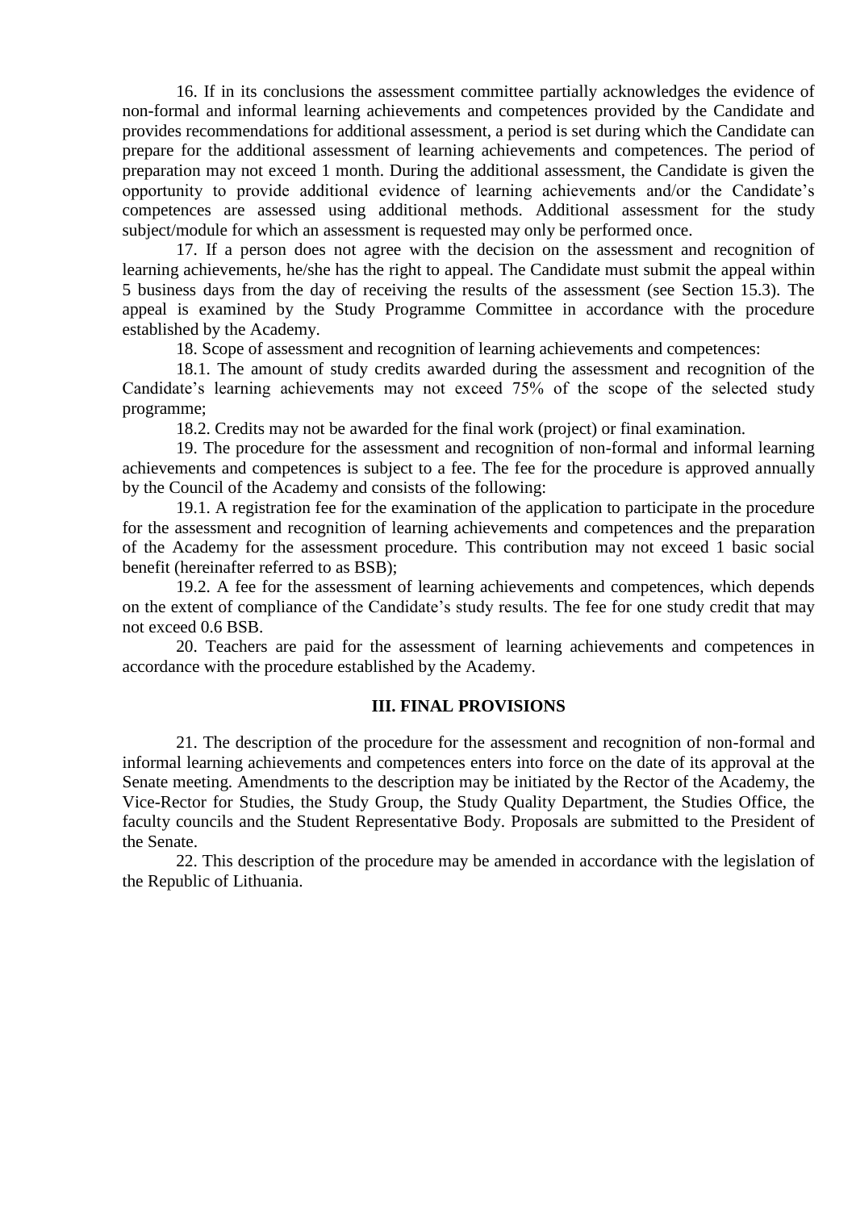16. If in its conclusions the assessment committee partially acknowledges the evidence of non-formal and informal learning achievements and competences provided by the Candidate and provides recommendations for additional assessment, a period is set during which the Candidate can prepare for the additional assessment of learning achievements and competences. The period of preparation may not exceed 1 month. During the additional assessment, the Candidate is given the opportunity to provide additional evidence of learning achievements and/or the Candidate's competences are assessed using additional methods. Additional assessment for the study subject/module for which an assessment is requested may only be performed once.

17. If a person does not agree with the decision on the assessment and recognition of learning achievements, he/she has the right to appeal. The Candidate must submit the appeal within 5 business days from the day of receiving the results of the assessment (see Section 15.3). The appeal is examined by the Study Programme Committee in accordance with the procedure established by the Academy.

18. Scope of assessment and recognition of learning achievements and competences:

18.1. The amount of study credits awarded during the assessment and recognition of the Candidate's learning achievements may not exceed 75% of the scope of the selected study programme;

18.2. Credits may not be awarded for the final work (project) or final examination.

19. The procedure for the assessment and recognition of non-formal and informal learning achievements and competences is subject to a fee. The fee for the procedure is approved annually by the Council of the Academy and consists of the following:

19.1. A registration fee for the examination of the application to participate in the procedure for the assessment and recognition of learning achievements and competences and the preparation of the Academy for the assessment procedure. This contribution may not exceed 1 basic social benefit (hereinafter referred to as BSB);

19.2. A fee for the assessment of learning achievements and competences, which depends on the extent of compliance of the Candidate's study results. The fee for one study credit that may not exceed 0.6 BSB.

20. Teachers are paid for the assessment of learning achievements and competences in accordance with the procedure established by the Academy.

## III. FINAL PROVISIONS

21. The description of the procedure for the assessment and recognition of non-formal and informal learning achievements and competences enters into force on the date of its approval at the Senate meeting. Amendments to the description may be initiated by the Rector of the Academy, the Vice-Rector for Studies, the Study Group, the Study Quality Department, the Studies Office, the faculty councils and the Student Representative Body. Proposals are submitted to the President of the Senate.

22. This description of the procedure may be amended in accordance with the legislation of the Republic of Lithuania.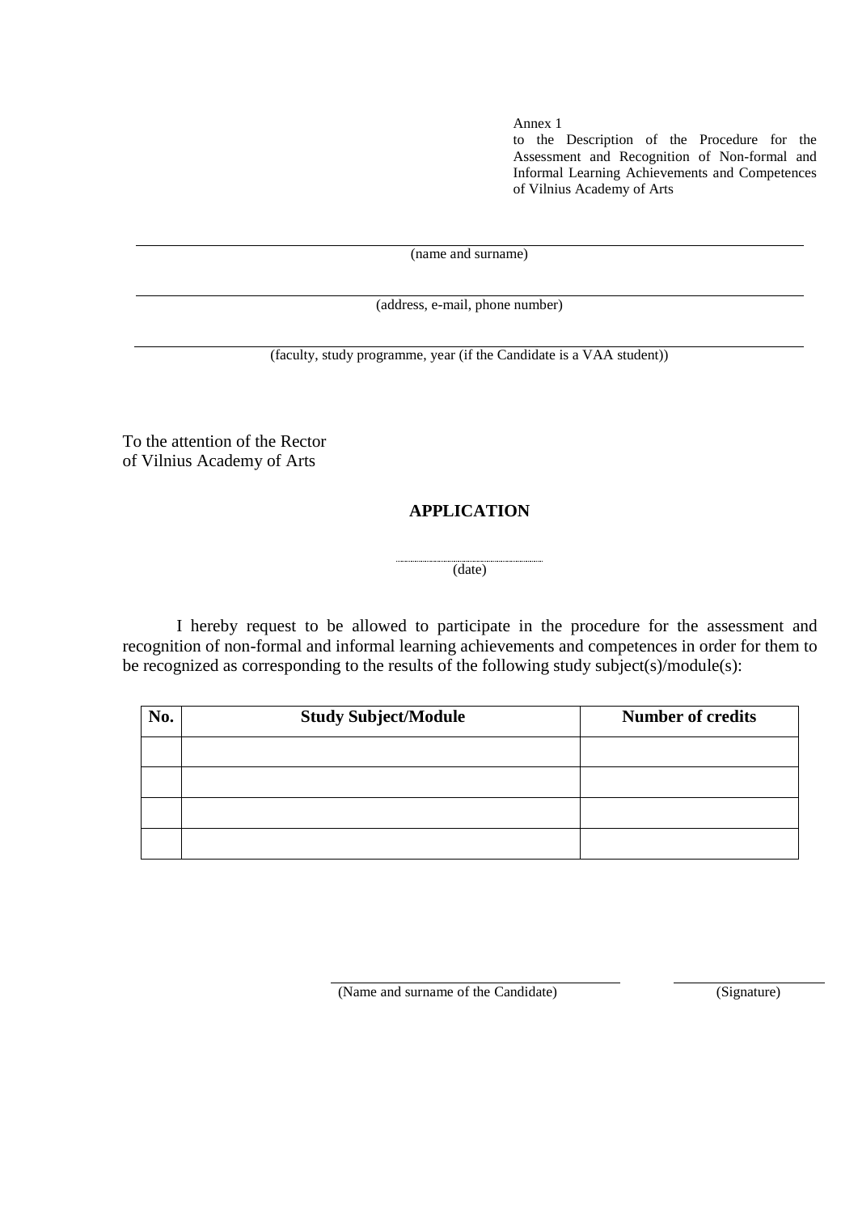Annex 1
to the Description of the Procedure for the Assessment and Recognition of Non-formal and Informal Learning Achievements and Competences of Vilnius Academy of Arts

_______________________________________________
(name and surname)

_______________________________________________
(address, e-mail, phone number)

_______________________________________________
(faculty, study programme, year (if the Candidate is a VAA student))

To the attention of the Rector
of Vilnius Academy of Arts

## APPLICATION

.....................................
(date)

I hereby request to be allowed to participate in the procedure for the assessment and recognition of non-formal and informal learning achievements and competences in order for them to be recognized as corresponding to the results of the following study subject(s)/module(s):

| No. | Study Subject/Module | Number of credits |
|---|---|---|
| | | |
| | | |
| | | |
| | | |

_______________________________ _______________
(Name and surname of the Candidate) (Signature)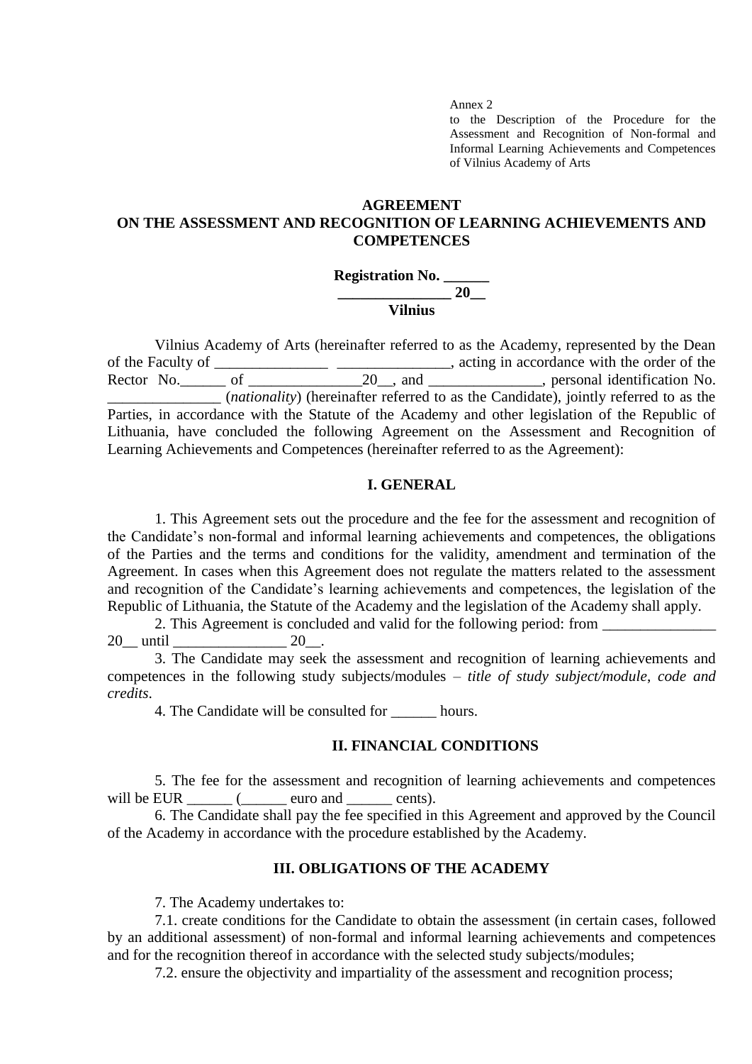Annex 2
to the Description of the Procedure for the Assessment and Recognition of Non-formal and Informal Learning Achievements and Competences of Vilnius Academy of Arts

# AGREEMENT
# ON THE ASSESSMENT AND RECOGNITION OF LEARNING ACHIEVEMENTS AND COMPETENCES

**Registration No. ______**
**_______________ 20__**
**Vilnius**

Vilnius Academy of Arts (hereinafter referred to as the Academy, represented by the Dean of the Faculty of _______________ _______________, acting in accordance with the order of the Rector No.______ of _______________20__, and _______________, personal identification No. _______________ (*nationality*) (hereinafter referred to as the Candidate), jointly referred to as the Parties, in accordance with the Statute of the Academy and other legislation of the Republic of Lithuania, have concluded the following Agreement on the Assessment and Recognition of Learning Achievements and Competences (hereinafter referred to as the Agreement):

## I. GENERAL

1. This Agreement sets out the procedure and the fee for the assessment and recognition of the Candidate's non-formal and informal learning achievements and competences, the obligations of the Parties and the terms and conditions for the validity, amendment and termination of the Agreement. In cases when this Agreement does not regulate the matters related to the assessment and recognition of the Candidate's learning achievements and competences, the legislation of the Republic of Lithuania, the Statute of the Academy and the legislation of the Academy shall apply.

2. This Agreement is concluded and valid for the following period: from _______________ 20__ until _______________ 20__.

3. The Candidate may seek the assessment and recognition of learning achievements and competences in the following study subjects/modules – *title of study subject/module*, *code and credits*.

4. The Candidate will be consulted for ______ hours.

## II. FINANCIAL CONDITIONS

5. The fee for the assessment and recognition of learning achievements and competences will be EUR ______ (______ euro and ______ cents).

6. The Candidate shall pay the fee specified in this Agreement and approved by the Council of the Academy in accordance with the procedure established by the Academy.

## III. OBLIGATIONS OF THE ACADEMY

7. The Academy undertakes to:

7.1. create conditions for the Candidate to obtain the assessment (in certain cases, followed by an additional assessment) of non-formal and informal learning achievements and competences and for the recognition thereof in accordance with the selected study subjects/modules;

7.2. ensure the objectivity and impartiality of the assessment and recognition process;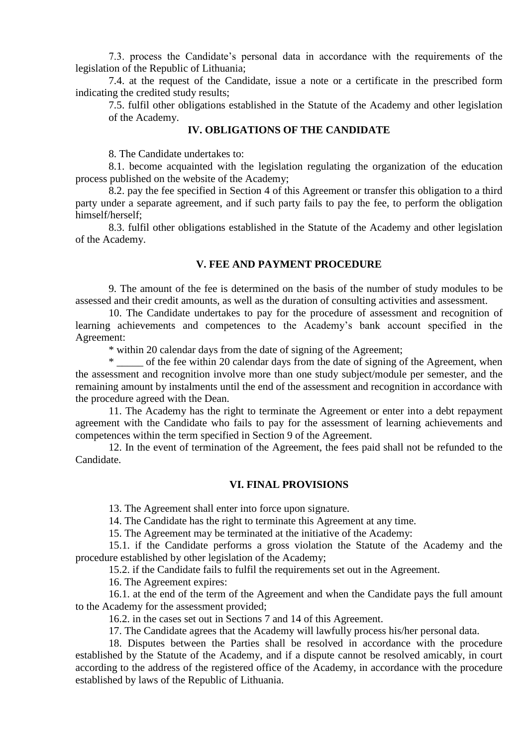7.3. process the Candidate's personal data in accordance with the requirements of the legislation of the Republic of Lithuania;

7.4. at the request of the Candidate, issue a note or a certificate in the prescribed form indicating the credited study results;

7.5. fulfil other obligations established in the Statute of the Academy and other legislation of the Academy.

## IV. OBLIGATIONS OF THE CANDIDATE

8. The Candidate undertakes to:

8.1. become acquainted with the legislation regulating the organization of the education process published on the website of the Academy;

8.2. pay the fee specified in Section 4 of this Agreement or transfer this obligation to a third party under a separate agreement, and if such party fails to pay the fee, to perform the obligation himself/herself;

8.3. fulfil other obligations established in the Statute of the Academy and other legislation of the Academy.

## V. FEE AND PAYMENT PROCEDURE

9. The amount of the fee is determined on the basis of the number of study modules to be assessed and their credit amounts, as well as the duration of consulting activities and assessment.

10. The Candidate undertakes to pay for the procedure of assessment and recognition of learning achievements and competences to the Academy's bank account specified in the Agreement:

* within 20 calendar days from the date of signing of the Agreement;

* _____ of the fee within 20 calendar days from the date of signing of the Agreement, when the assessment and recognition involve more than one study subject/module per semester, and the remaining amount by instalments until the end of the assessment and recognition in accordance with the procedure agreed with the Dean.

11. The Academy has the right to terminate the Agreement or enter into a debt repayment agreement with the Candidate who fails to pay for the assessment of learning achievements and competences within the term specified in Section 9 of the Agreement.

12. In the event of termination of the Agreement, the fees paid shall not be refunded to the Candidate.

## VI. FINAL PROVISIONS

13. The Agreement shall enter into force upon signature.

14. The Candidate has the right to terminate this Agreement at any time.

15. The Agreement may be terminated at the initiative of the Academy:

15.1. if the Candidate performs a gross violation the Statute of the Academy and the procedure established by other legislation of the Academy;

15.2. if the Candidate fails to fulfil the requirements set out in the Agreement.

16. The Agreement expires:

16.1. at the end of the term of the Agreement and when the Candidate pays the full amount to the Academy for the assessment provided;

16.2. in the cases set out in Sections 7 and 14 of this Agreement.

17. The Candidate agrees that the Academy will lawfully process his/her personal data.

18. Disputes between the Parties shall be resolved in accordance with the procedure established by the Statute of the Academy, and if a dispute cannot be resolved amicably, in court according to the address of the registered office of the Academy, in accordance with the procedure established by laws of the Republic of Lithuania.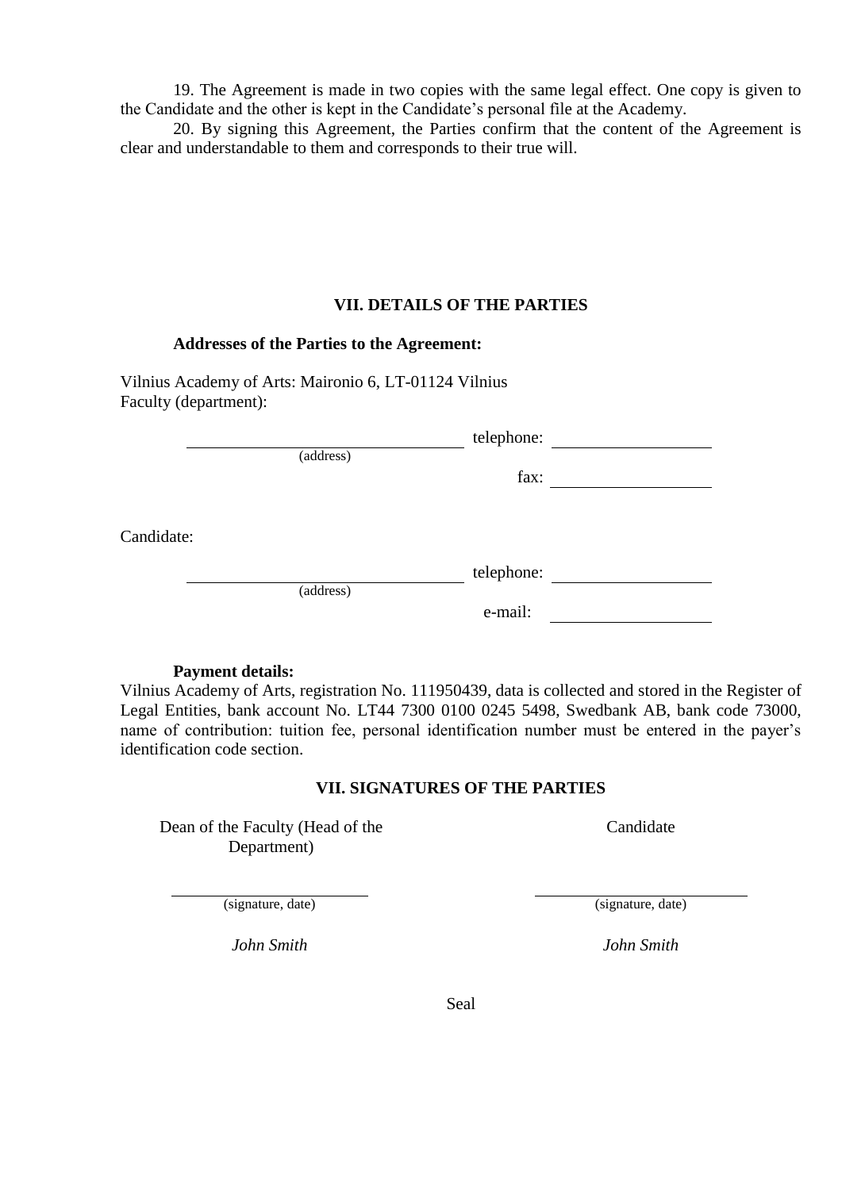19. The Agreement is made in two copies with the same legal effect. One copy is given to the Candidate and the other is kept in the Candidate's personal file at the Academy.

20. By signing this Agreement, the Parties confirm that the content of the Agreement is clear and understandable to them and corresponds to their true will.

## VII. DETAILS OF THE PARTIES

**Addresses of the Parties to the Agreement:**

Vilnius Academy of Arts: Maironio 6, LT-01124 Vilnius
Faculty (department):

________________________ telephone: ____________
(address)
fax: ____________

Candidate:

________________________ telephone: ____________
(address)
e-mail: ____________

**Payment details:**
Vilnius Academy of Arts, registration No. 111950439, data is collected and stored in the Register of Legal Entities, bank account No. LT44 7300 0100 0245 5498, Swedbank AB, bank code 73000, name of contribution: tuition fee, personal identification number must be entered in the payer's identification code section.

## VII. SIGNATURES OF THE PARTIES

| Dean of the Faculty (Head of the Department) | Candidate |
|---|---|
| ________________ (signature, date) | ________________ (signature, date) |
| *John Smith* | *John Smith* |

Seal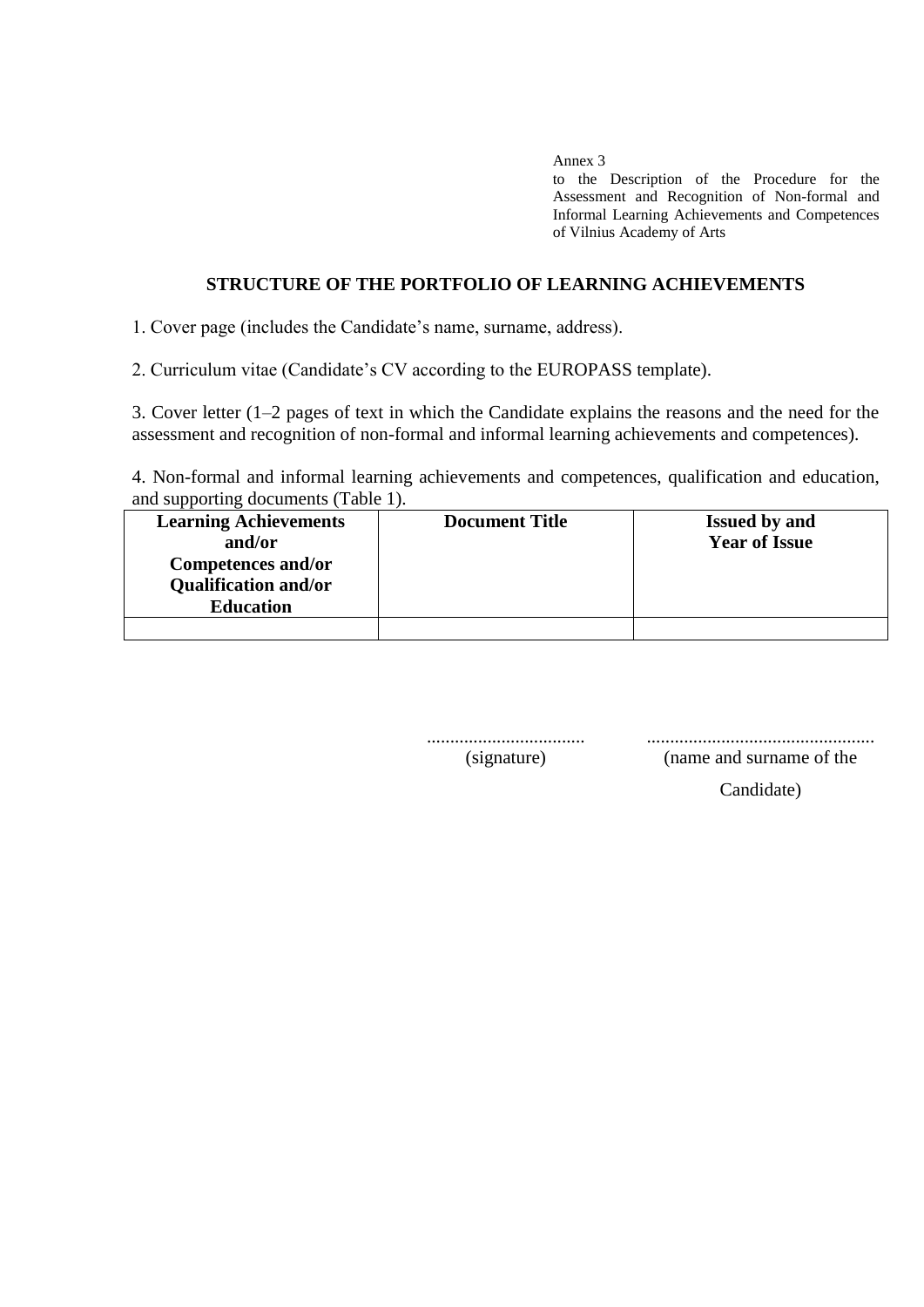Annex 3
to the Description of the Procedure for the Assessment and Recognition of Non-formal and Informal Learning Achievements and Competences of Vilnius Academy of Arts

## STRUCTURE OF THE PORTFOLIO OF LEARNING ACHIEVEMENTS

1. Cover page (includes the Candidate's name, surname, address).

2. Curriculum vitae (Candidate's CV according to the EUROPASS template).

3. Cover letter (1–2 pages of text in which the Candidate explains the reasons and the need for the assessment and recognition of non-formal and informal learning achievements and competences).

4. Non-formal and informal learning achievements and competences, qualification and education, and supporting documents (Table 1).

| Learning Achievements and/or Competences and/or Qualification and/or Education | Document Title | Issued by and Year of Issue |
|---|---|---|
| | | |

.................................. (signature)

................................................. (name and surname of the Candidate)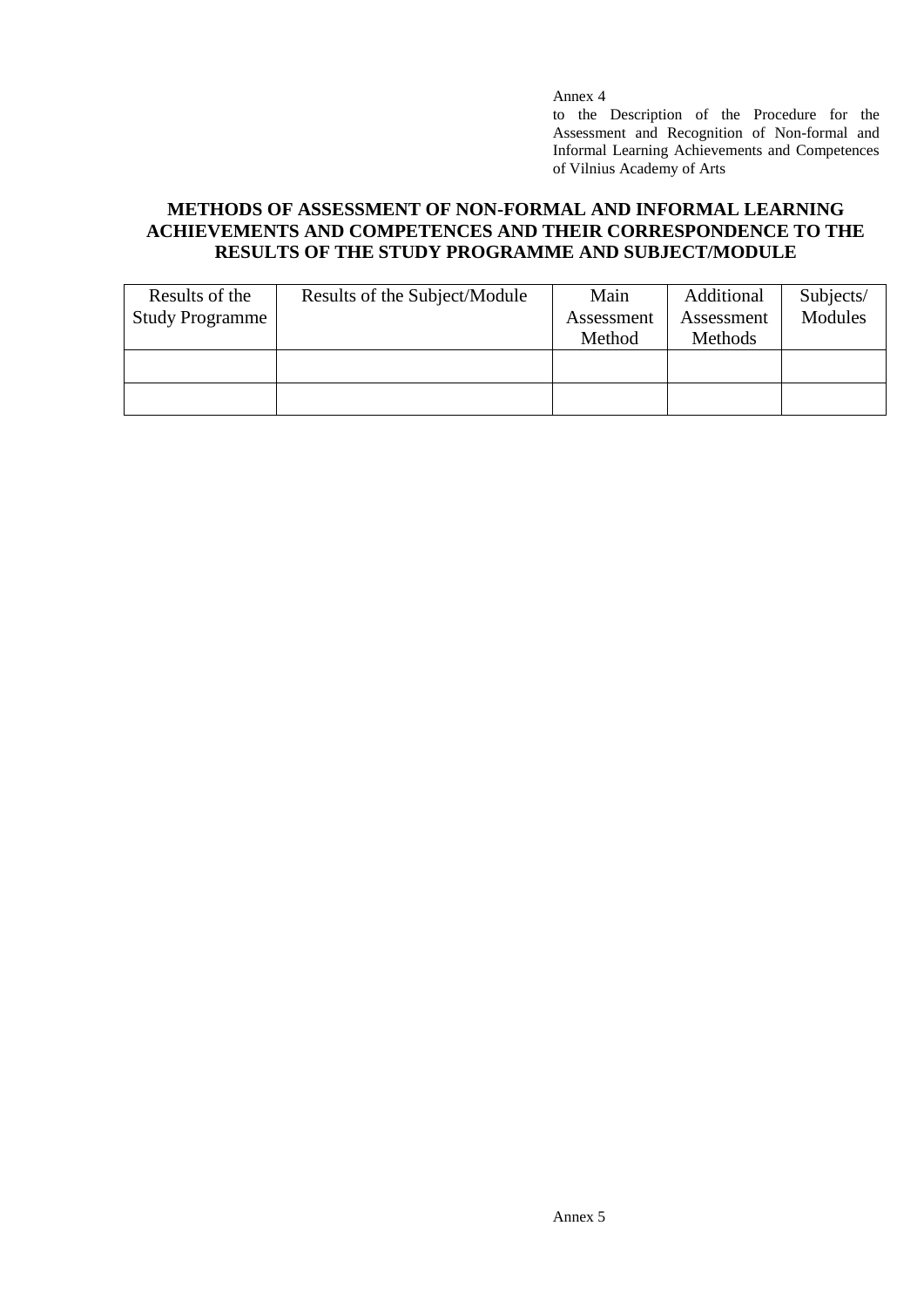Annex 4
to the Description of the Procedure for the Assessment and Recognition of Non-formal and Informal Learning Achievements and Competences of Vilnius Academy of Arts

**METHODS OF ASSESSMENT OF NON-FORMAL AND INFORMAL LEARNING ACHIEVEMENTS AND COMPETENCES AND THEIR CORRESPONDENCE TO THE RESULTS OF THE STUDY PROGRAMME AND SUBJECT/MODULE**

| Results of the Study Programme | Results of the Subject/Module | Main Assessment Method | Additional Assessment Methods | Subjects/ Modules |
|---|---|---|---|---|
| | | | | |
| | | | | |

Annex 5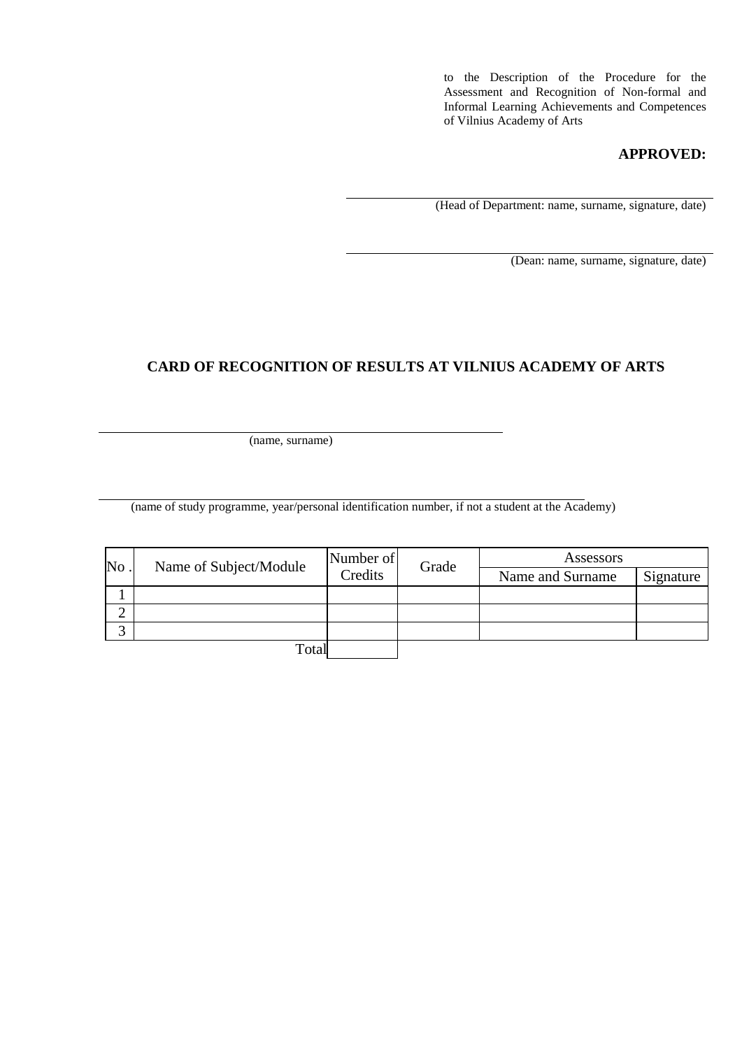to the Description of the Procedure for the Assessment and Recognition of Non-formal and Informal Learning Achievements and Competences of Vilnius Academy of Arts

**APPROVED:**

\_\_\_\_\_\_\_\_\_\_\_\_\_\_\_\_\_\_\_\_\_\_\_\_\_\_\_\_\_\_\_\_\_\_\_\_\_\_\_\_
(Head of Department: name, surname, signature, date)

\_\_\_\_\_\_\_\_\_\_\_\_\_\_\_\_\_\_\_\_\_\_\_\_\_\_\_\_\_\_\_\_\_\_\_\_\_\_\_\_
(Dean: name, surname, signature, date)

## CARD OF RECOGNITION OF RESULTS AT VILNIUS ACADEMY OF ARTS

\_\_\_\_\_\_\_\_\_\_\_\_\_\_\_\_\_\_\_\_\_\_\_\_\_\_\_\_\_\_\_\_\_\_\_\_\_\_\_\_\_\_\_\_\_\_\_\_
(name, surname)

\_\_\_\_\_\_\_\_\_\_\_\_\_\_\_\_\_\_\_\_\_\_\_\_\_\_\_\_\_\_\_\_\_\_\_\_\_\_\_\_\_\_\_\_\_\_\_\_\_\_\_\_\_\_\_\_
(name of study programme, year/personal identification number, if not a student at the Academy)

| No . | Name of Subject/Module | Number of Credits | Grade | Assessors | |
|---|---|---|---|---|---|
| | | | | Name and Surname | Signature |
| 1 | | | | | |
| 2 | | | | | |
| 3 | | | | | |
| | Total | | | | |